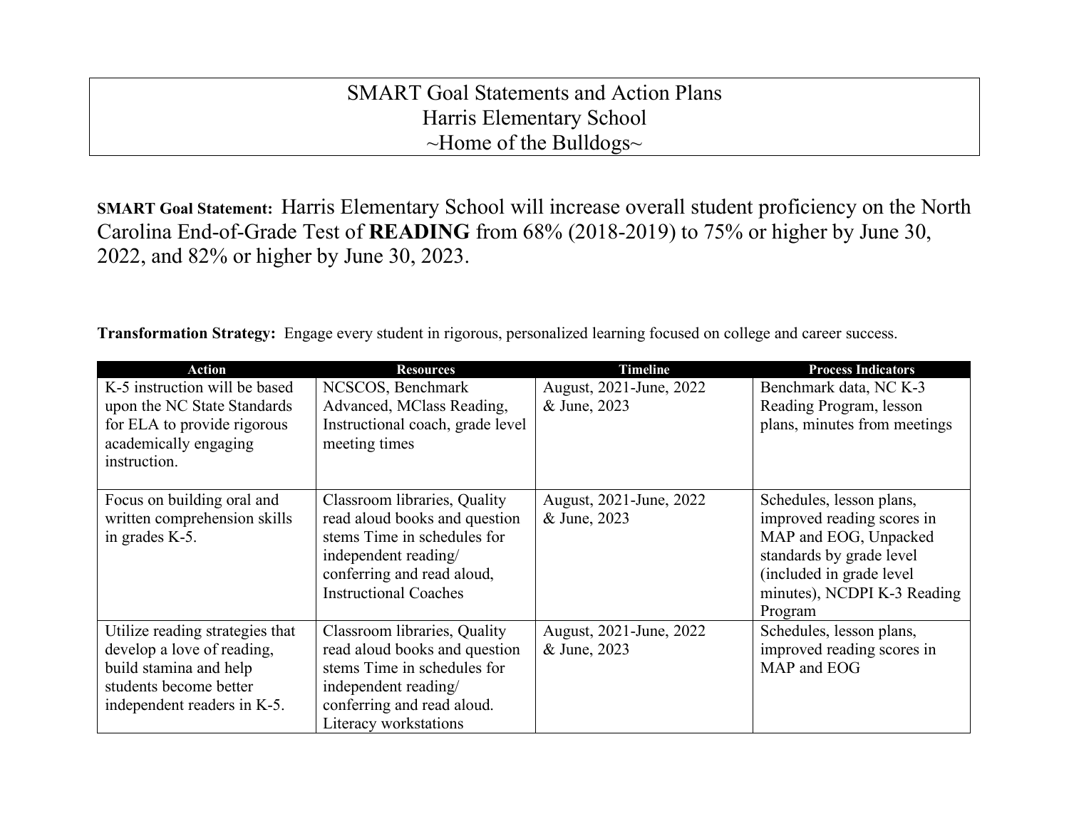# SMART Goal Statements and Action Plans
# Harris Elementary School
# ~Home of the Bulldogs~

**SMART Goal Statement:** Harris Elementary School will increase overall student proficiency on the North Carolina End-of-Grade Test of **READING** from 68% (2018-2019) to 75% or higher by June 30, 2022, and 82% or higher by June 30, 2023.

**Transformation Strategy:** Engage every student in rigorous, personalized learning focused on college and career success.

| Action | Resources | Timeline | Process Indicators |
|---|---|---|---|
| K-5 instruction will be based upon the NC State Standards for ELA to provide rigorous academically engaging instruction. | NCSCOS, Benchmark Advanced, MClass Reading, Instructional coach, grade level meeting times | August, 2021-June, 2022 & June, 2023 | Benchmark data, NC K-3 Reading Program, lesson plans, minutes from meetings |
| Focus on building oral and written comprehension skills in grades K-5. | Classroom libraries, Quality read aloud books and question stems Time in schedules for independent reading/ conferring and read aloud, Instructional Coaches | August, 2021-June, 2022 & June, 2023 | Schedules, lesson plans, improved reading scores in MAP and EOG, Unpacked standards by grade level (included in grade level minutes), NCDPI K-3 Reading Program |
| Utilize reading strategies that develop a love of reading, build stamina and help students become better independent readers in K-5. | Classroom libraries, Quality read aloud books and question stems Time in schedules for independent reading/ conferring and read aloud. Literacy workstations | August, 2021-June, 2022 & June, 2023 | Schedules, lesson plans, improved reading scores in MAP and EOG |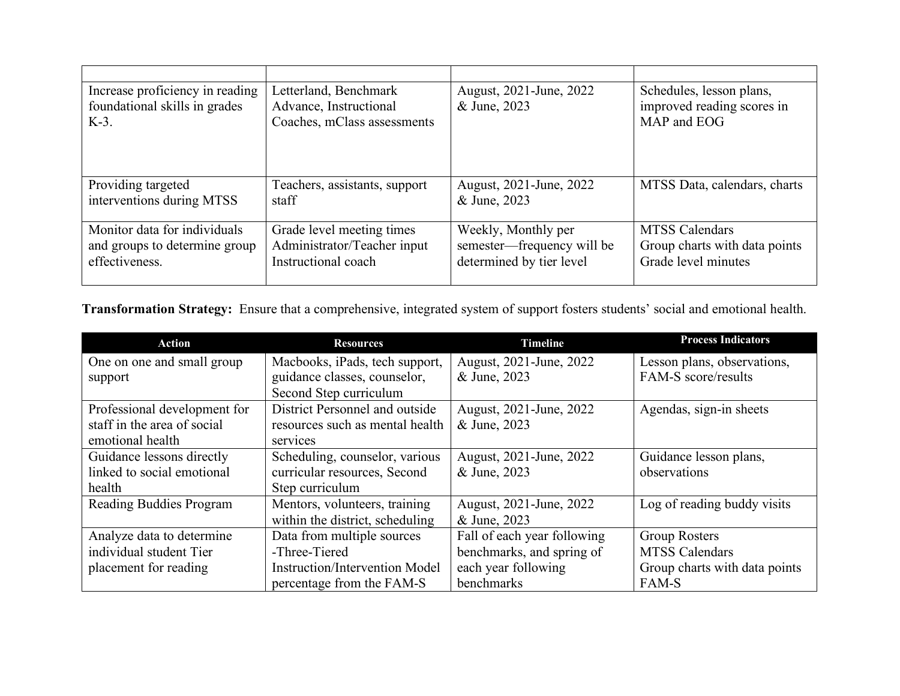| | | | |
|---|---|---|---|
| Increase proficiency in reading foundational skills in grades K-3. | Letterland, Benchmark Advance, Instructional Coaches, mClass assessments | August, 2021-June, 2022 & June, 2023 | Schedules, lesson plans, improved reading scores in MAP and EOG |
| Providing targeted interventions during MTSS | Teachers, assistants, support staff | August, 2021-June, 2022 & June, 2023 | MTSS Data, calendars, charts |
| Monitor data for individuals and groups to determine group effectiveness. | Grade level meeting times<br>Administrator/Teacher input<br>Instructional coach | Weekly, Monthly per semester—frequency will be determined by tier level | MTSS Calendars<br>Group charts with data points<br>Grade level minutes |

**Transformation Strategy:** Ensure that a comprehensive, integrated system of support fosters students' social and emotional health.

| Action | Resources | Timeline | Process Indicators |
|---|---|---|---|
| One on one and small group support | Macbooks, iPads, tech support, guidance classes, counselor, Second Step curriculum | August, 2021-June, 2022 & June, 2023 | Lesson plans, observations, FAM-S score/results |
| Professional development for staff in the area of social emotional health | District Personnel and outside resources such as mental health services | August, 2021-June, 2022 & June, 2023 | Agendas, sign-in sheets |
| Guidance lessons directly linked to social emotional health | Scheduling, counselor, various curricular resources, Second Step curriculum | August, 2021-June, 2022 & June, 2023 | Guidance lesson plans, observations |
| Reading Buddies Program | Mentors, volunteers, training within the district, scheduling | August, 2021-June, 2022 & June, 2023 | Log of reading buddy visits |
| Analyze data to determine individual student Tier placement for reading | Data from multiple sources<br>-Three-Tiered Instruction/Intervention Model percentage from the FAM-S | Fall of each year following benchmarks, and spring of each year following benchmarks | Group Rosters<br>MTSS Calendars<br>Group charts with data points<br>FAM-S |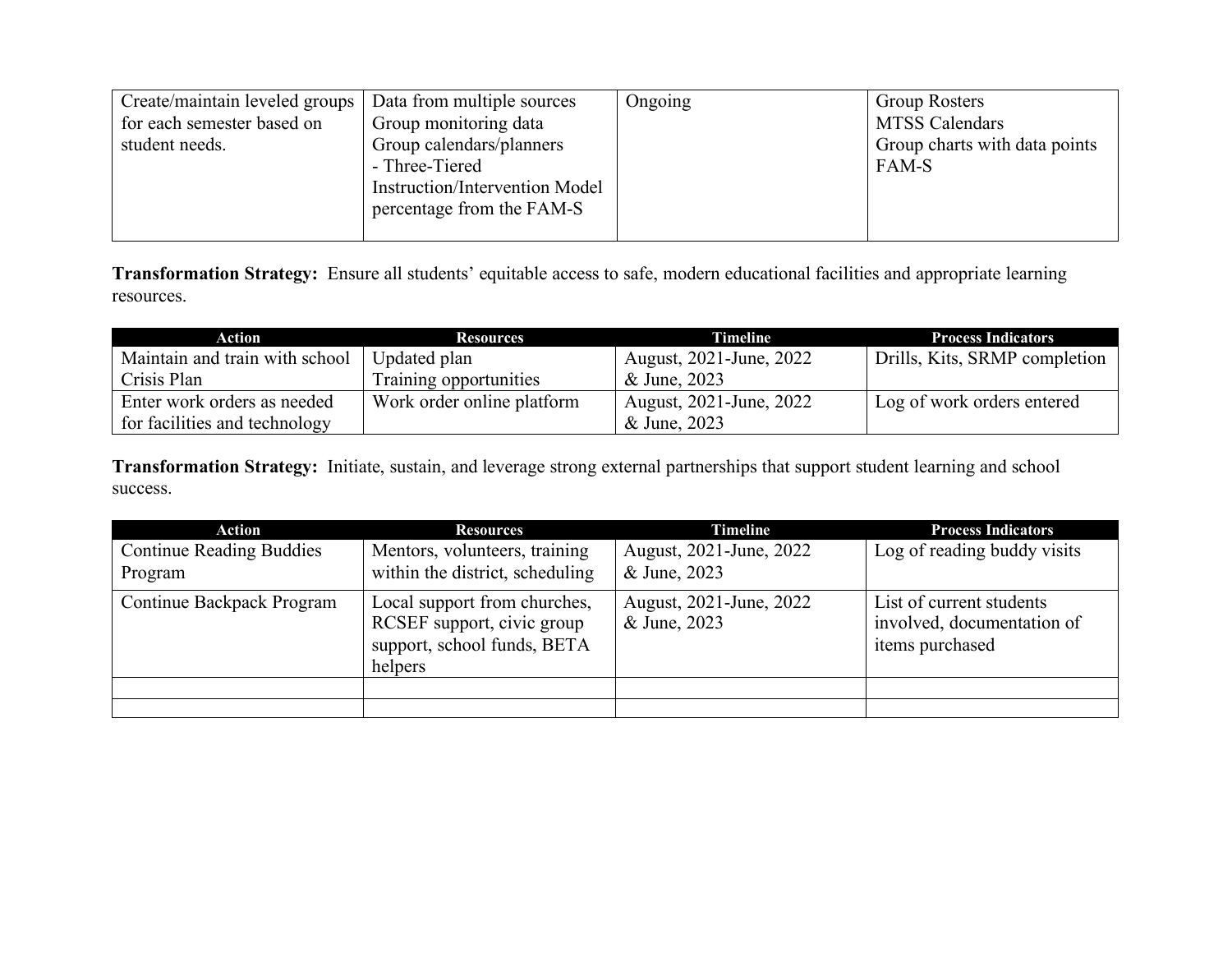| | | | |
|---|---|---|---|
| Create/maintain leveled groups for each semester based on student needs. | Data from multiple sources<br>Group monitoring data<br>Group calendars/planners<br>- Three-Tiered Instruction/Intervention Model percentage from the FAM-S | Ongoing | Group Rosters<br>MTSS Calendars<br>Group charts with data points<br>FAM-S |

**Transformation Strategy:** Ensure all students' equitable access to safe, modern educational facilities and appropriate learning resources.

| Action | Resources | Timeline | Process Indicators |
|---|---|---|---|
| Maintain and train with school Crisis Plan | Updated plan<br>Training opportunities | August, 2021-June, 2022 & June, 2023 | Drills, Kits, SRMP completion |
| Enter work orders as needed for facilities and technology | Work order online platform | August, 2021-June, 2022 & June, 2023 | Log of work orders entered |

**Transformation Strategy:** Initiate, sustain, and leverage strong external partnerships that support student learning and school success.

| Action | Resources | Timeline | Process Indicators |
|---|---|---|---|
| Continue Reading Buddies Program | Mentors, volunteers, training within the district, scheduling | August, 2021-June, 2022 & June, 2023 | Log of reading buddy visits |
| Continue Backpack Program | Local support from churches, RCSEF support, civic group support, school funds, BETA helpers | August, 2021-June, 2022 & June, 2023 | List of current students involved, documentation of items purchased |
| | | | |
| | | | |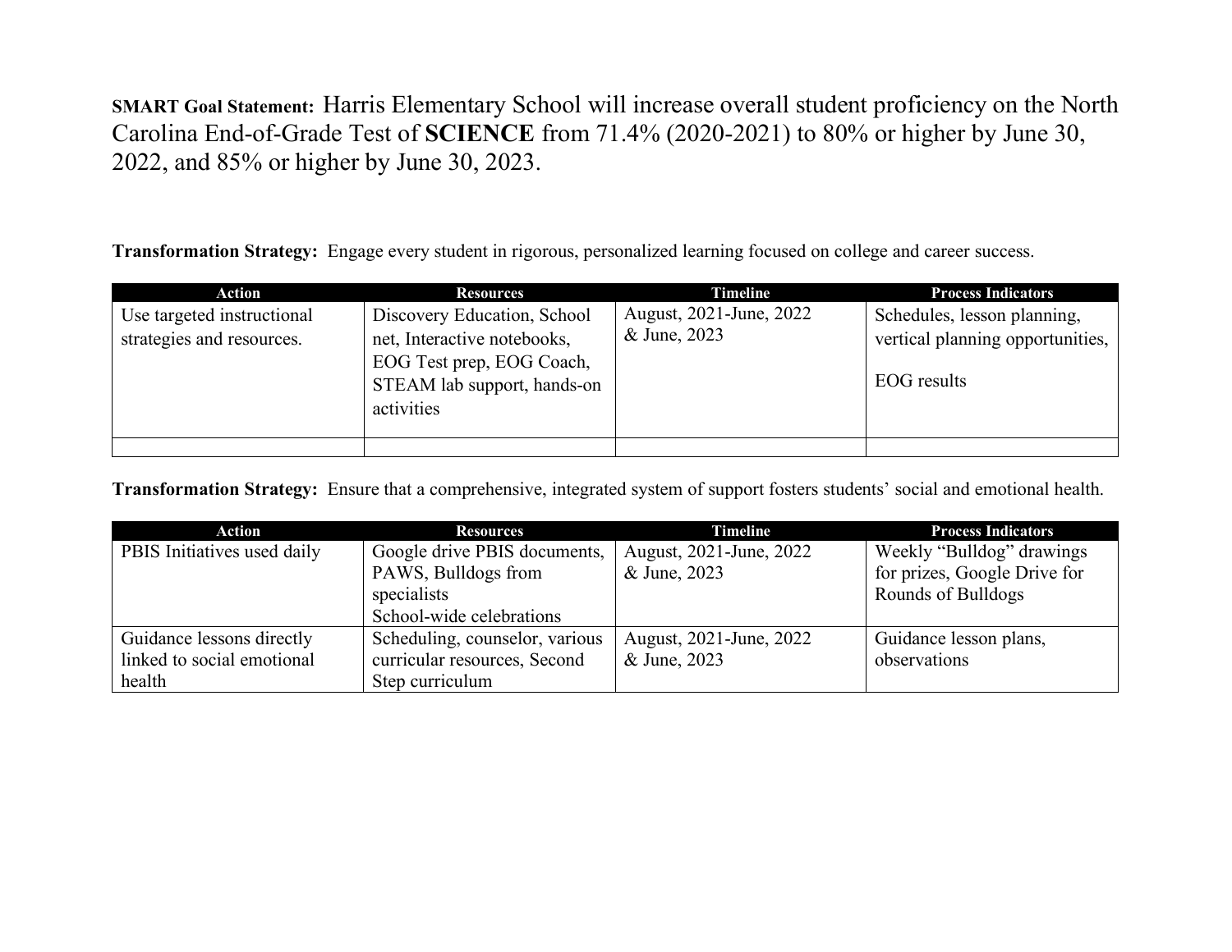**SMART Goal Statement:** Harris Elementary School will increase overall student proficiency on the North Carolina End-of-Grade Test of **SCIENCE** from 71.4% (2020-2021) to 80% or higher by June 30, 2022, and 85% or higher by June 30, 2023.

**Transformation Strategy:** Engage every student in rigorous, personalized learning focused on college and career success.

| Action | Resources | Timeline | Process Indicators |
|---|---|---|---|
| Use targeted instructional strategies and resources. | Discovery Education, School net, Interactive notebooks, EOG Test prep, EOG Coach, STEAM lab support, hands-on activities | August, 2021-June, 2022 & June, 2023 | Schedules, lesson planning, vertical planning opportunities,<br><br>EOG results |
| | | | |

**Transformation Strategy:** Ensure that a comprehensive, integrated system of support fosters students' social and emotional health.

| Action | Resources | Timeline | Process Indicators |
|---|---|---|---|
| PBIS Initiatives used daily | Google drive PBIS documents, PAWS, Bulldogs from specialists<br>School-wide celebrations | August, 2021-June, 2022 & June, 2023 | Weekly "Bulldog" drawings for prizes, Google Drive for Rounds of Bulldogs |
| Guidance lessons directly linked to social emotional health | Scheduling, counselor, various curricular resources, Second Step curriculum | August, 2021-June, 2022 & June, 2023 | Guidance lesson plans, observations |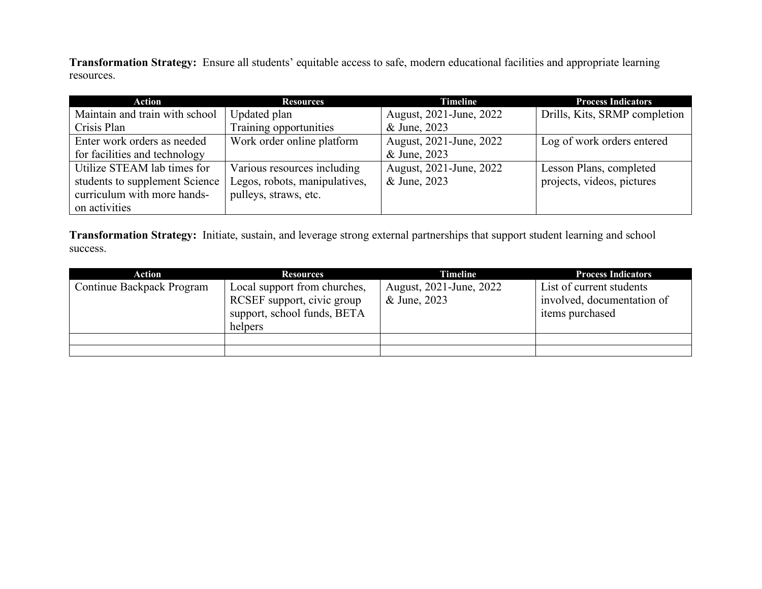**Transformation Strategy:** Ensure all students' equitable access to safe, modern educational facilities and appropriate learning resources.

| Action | Resources | Timeline | Process Indicators |
|---|---|---|---|
| Maintain and train with school Crisis Plan | Updated plan<br>Training opportunities | August, 2021-June, 2022 & June, 2023 | Drills, Kits, SRMP completion |
| Enter work orders as needed for facilities and technology | Work order online platform | August, 2021-June, 2022 & June, 2023 | Log of work orders entered |
| Utilize STEAM lab times for students to supplement Science curriculum with more hands-on activities | Various resources including Legos, robots, manipulatives, pulleys, straws, etc. | August, 2021-June, 2022 & June, 2023 | Lesson Plans, completed projects, videos, pictures |

**Transformation Strategy:** Initiate, sustain, and leverage strong external partnerships that support student learning and school success.

| Action | Resources | Timeline | Process Indicators |
|---|---|---|---|
| Continue Backpack Program | Local support from churches, RCSEF support, civic group support, school funds, BETA helpers | August, 2021-June, 2022 & June, 2023 | List of current students involved, documentation of items purchased |
| | | | |
| | | | |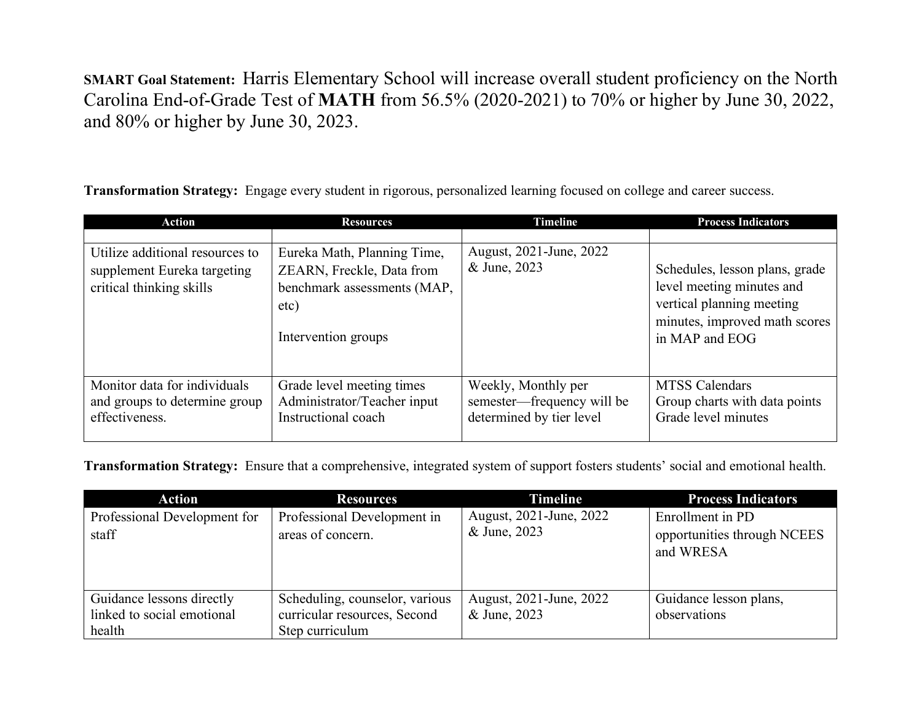**SMART Goal Statement:** Harris Elementary School will increase overall student proficiency on the North Carolina End-of-Grade Test of **MATH** from 56.5% (2020-2021) to 70% or higher by June 30, 2022, and 80% or higher by June 30, 2023.

**Transformation Strategy:** Engage every student in rigorous, personalized learning focused on college and career success.

| Action | Resources | Timeline | Process Indicators |
|---|---|---|---|
| | | | |
| Utilize additional resources to supplement Eureka targeting critical thinking skills | Eureka Math, Planning Time, ZEARN, Freckle, Data from benchmark assessments (MAP, etc)<br><br>Intervention groups | August, 2021-June, 2022 & June, 2023 | Schedules, lesson plans, grade level meeting minutes and vertical planning meeting minutes, improved math scores in MAP and EOG |
| Monitor data for individuals and groups to determine group effectiveness. | Grade level meeting times<br>Administrator/Teacher input<br>Instructional coach | Weekly, Monthly per semester—frequency will be determined by tier level | MTSS Calendars<br>Group charts with data points<br>Grade level minutes |

**Transformation Strategy:** Ensure that a comprehensive, integrated system of support fosters students' social and emotional health.

| Action | Resources | Timeline | Process Indicators |
|---|---|---|---|
| Professional Development for staff | Professional Development in areas of concern. | August, 2021-June, 2022 & June, 2023 | Enrollment in PD opportunities through NCEES and WRESA |
| Guidance lessons directly linked to social emotional health | Scheduling, counselor, various curricular resources, Second Step curriculum | August, 2021-June, 2022 & June, 2023 | Guidance lesson plans, observations |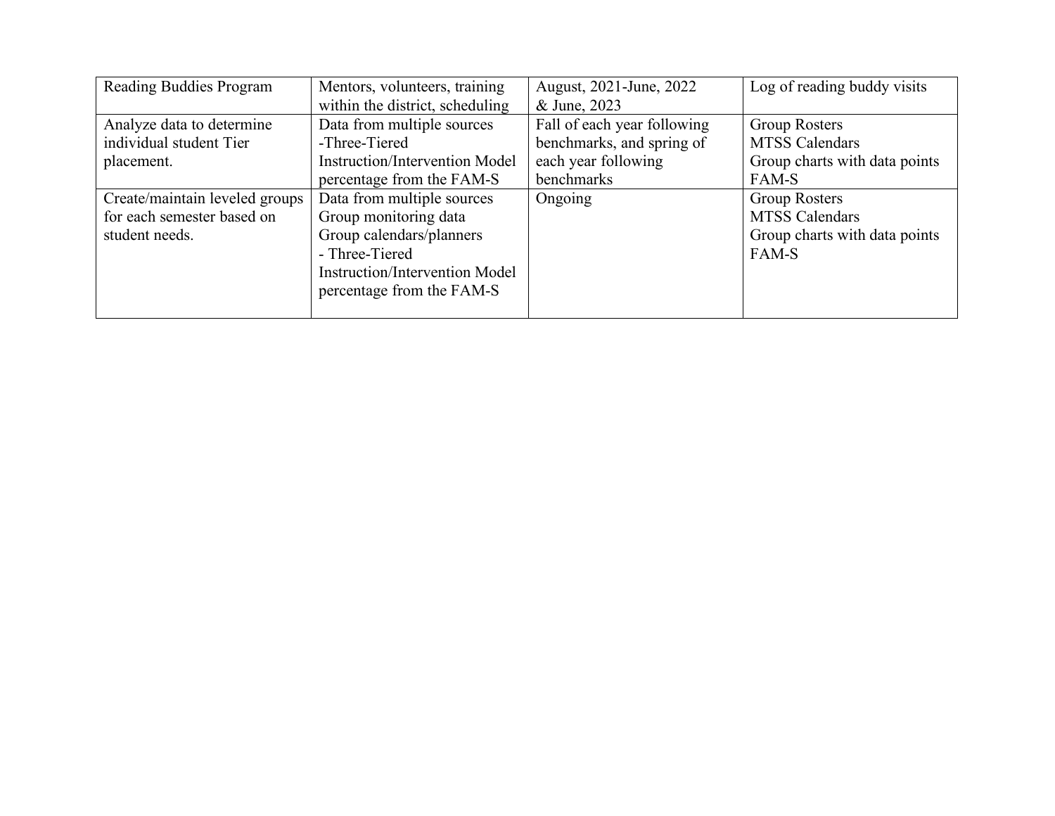| Reading Buddies Program | Mentors, volunteers, training within the district, scheduling | August, 2021-June, 2022 & June, 2023 | Log of reading buddy visits |
|---|---|---|---|
| Analyze data to determine individual student Tier placement. | Data from multiple sources<br>-Three-Tiered Instruction/Intervention Model percentage from the FAM-S | Fall of each year following benchmarks, and spring of each year following benchmarks | Group Rosters<br>MTSS Calendars<br>Group charts with data points<br>FAM-S |
| Create/maintain leveled groups for each semester based on student needs. | Data from multiple sources<br>Group monitoring data<br>Group calendars/planners<br>- Three-Tiered Instruction/Intervention Model percentage from the FAM-S | Ongoing | Group Rosters<br>MTSS Calendars<br>Group charts with data points<br>FAM-S |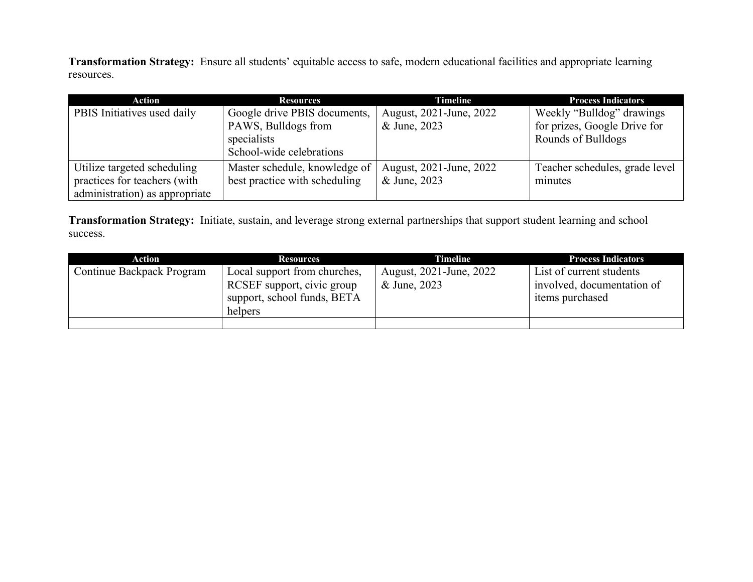**Transformation Strategy:** Ensure all students' equitable access to safe, modern educational facilities and appropriate learning resources.

| Action | Resources | Timeline | Process Indicators |
|---|---|---|---|
| PBIS Initiatives used daily | Google drive PBIS documents, PAWS, Bulldogs from specialists School-wide celebrations | August, 2021-June, 2022 & June, 2023 | Weekly "Bulldog" drawings for prizes, Google Drive for Rounds of Bulldogs |
| Utilize targeted scheduling practices for teachers (with administration) as appropriate | Master schedule, knowledge of best practice with scheduling | August, 2021-June, 2022 & June, 2023 | Teacher schedules, grade level minutes |

**Transformation Strategy:** Initiate, sustain, and leverage strong external partnerships that support student learning and school success.

| Action | Resources | Timeline | Process Indicators |
|---|---|---|---|
| Continue Backpack Program | Local support from churches, RCSEF support, civic group support, school funds, BETA helpers | August, 2021-June, 2022 & June, 2023 | List of current students involved, documentation of items purchased |
| | | | |